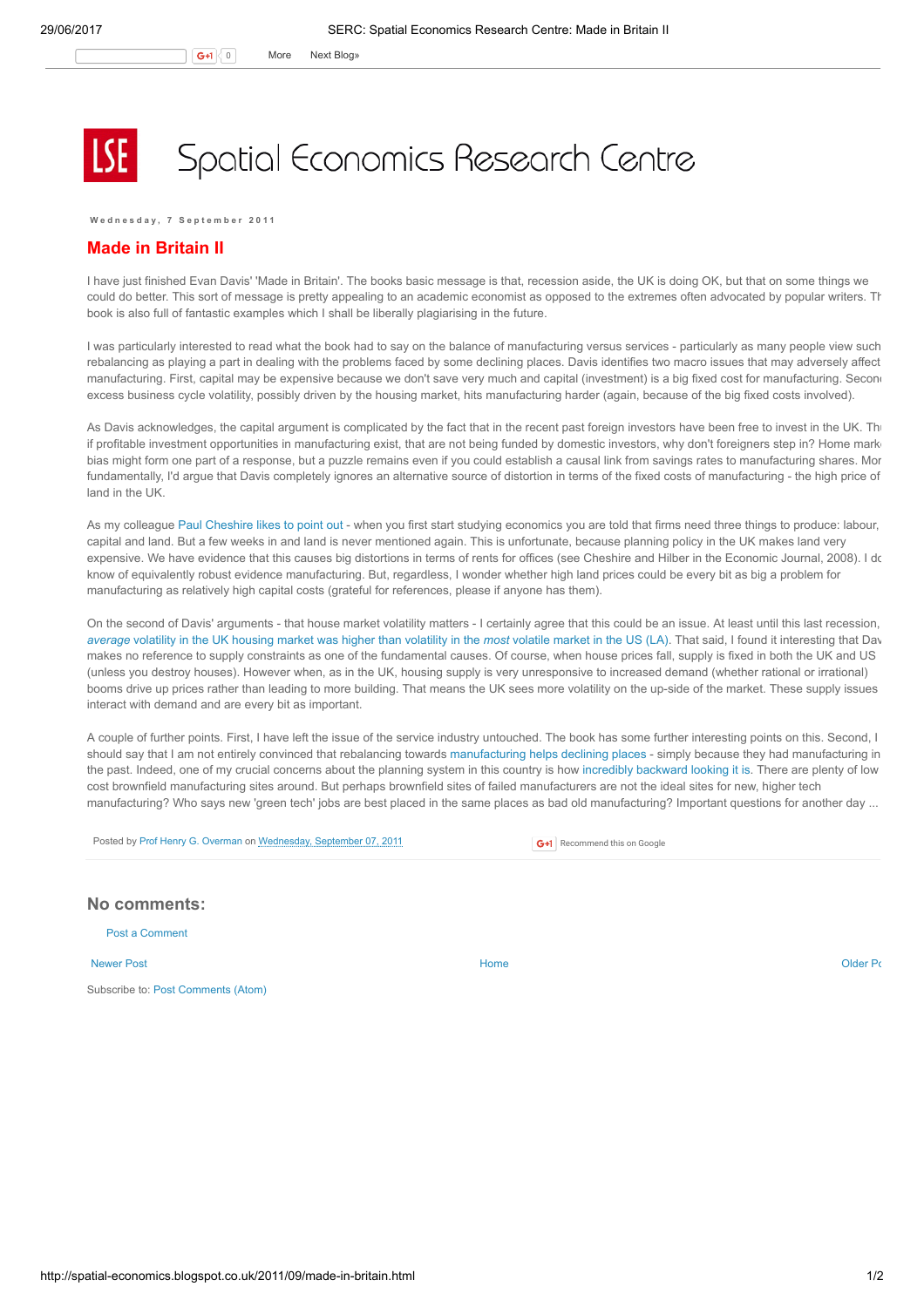# Spatial Economics Research Centre

Wednesday, 7 September 2011

## Made in Britain II

I have just finished Evan Davis' 'Made in Britain'. The books basic message is that, recession aside, the UK is doing OK, but that on some things we could do better. This sort of message is pretty appealing to an academic economist as opposed to the extremes often advocated by popular writers. Th book is also full of fantastic examples which I shall be liberally plagiarising in the future.

I was particularly interested to read what the book had to say on the balance of manufacturing versus services - particularly as many people view such rebalancing as playing a part in dealing with the problems faced by some declining places. Davis identifies two macro issues that may adversely affect manufacturing. First, capital may be expensive because we don't save very much and capital (investment) is a big fixed cost for manufacturing. Secon excess business cycle volatility, possibly driven by the housing market, hits manufacturing harder (again, because of the big fixed costs involved).

As Davis acknowledges, the capital argument is complicated by the fact that in the recent past foreign investors have been free to invest in the UK. Th if profitable investment opportunities in manufacturing exist, that are not being funded by domestic investors, why don't foreigners step in? Home mark bias might form one part of a response, but a puzzle remains even if you could establish a causal link from savings rates to manufacturing shares. Mor fundamentally, I'd argue that Davis completely ignores an alternative source of distortion in terms of the fixed costs of manufacturing - the high price of land in the UK.

As my colleague Paul Cheshire likes to point out - when you first start studying economics you are told that firms need three things to produce: labour, capital and land. But a few weeks in and land is never mentioned again. This is unfortunate, because planning policy in the UK makes land very expensive. We have evidence that this causes big distortions in terms of rents for offices (see Cheshire and Hilber in the Economic Journal, 2008). I do know of equivalently robust evidence manufacturing. But, regardless, I wonder whether high land prices could be every bit as big a problem for manufacturing as relatively high capital costs (grateful for references, please if anyone has them).

On the second of Davis' arguments - that house market volatility matters - I certainly agree that this could be an issue. At least until this last recession, *average* volatility in the UK housing market was higher than volatility in the *most* volatile market in the US (LA). That said, I found it interesting that Dav makes no reference to supply constraints as one of the fundamental causes. Of course, when house prices fall, supply is fixed in both the UK and US (unless you destroy houses). However when, as in the UK, housing supply is very unresponsive to increased demand (whether rational or irrational) booms drive up prices rather than leading to more building. That means the UK sees more volatility on the up-side of the market. These supply issues interact with demand and are every bit as important.

A couple of further points. First, I have left the issue of the service industry untouched. The book has some further interesting points on this. Second, I should say that I am not entirely convinced that rebalancing towards manufacturing helps declining places - simply because they had manufacturing in the past. Indeed, one of my crucial concerns about the planning system in this country is how incredibly backward looking it is. There are plenty of low cost brownfield manufacturing sites around. But perhaps brownfield sites of failed manufacturers are not the ideal sites for new, higher tech manufacturing? Who says new 'green tech' jobs are best placed in the same places as bad old manufacturing? Important questions for another day ...

Posted by Prof Henry G. Overman on Wednesday, September 07, 2011

## No comments:

Post a Comment

Newer Post | Home | Older Po

Subscribe to: Post Comments (Atom)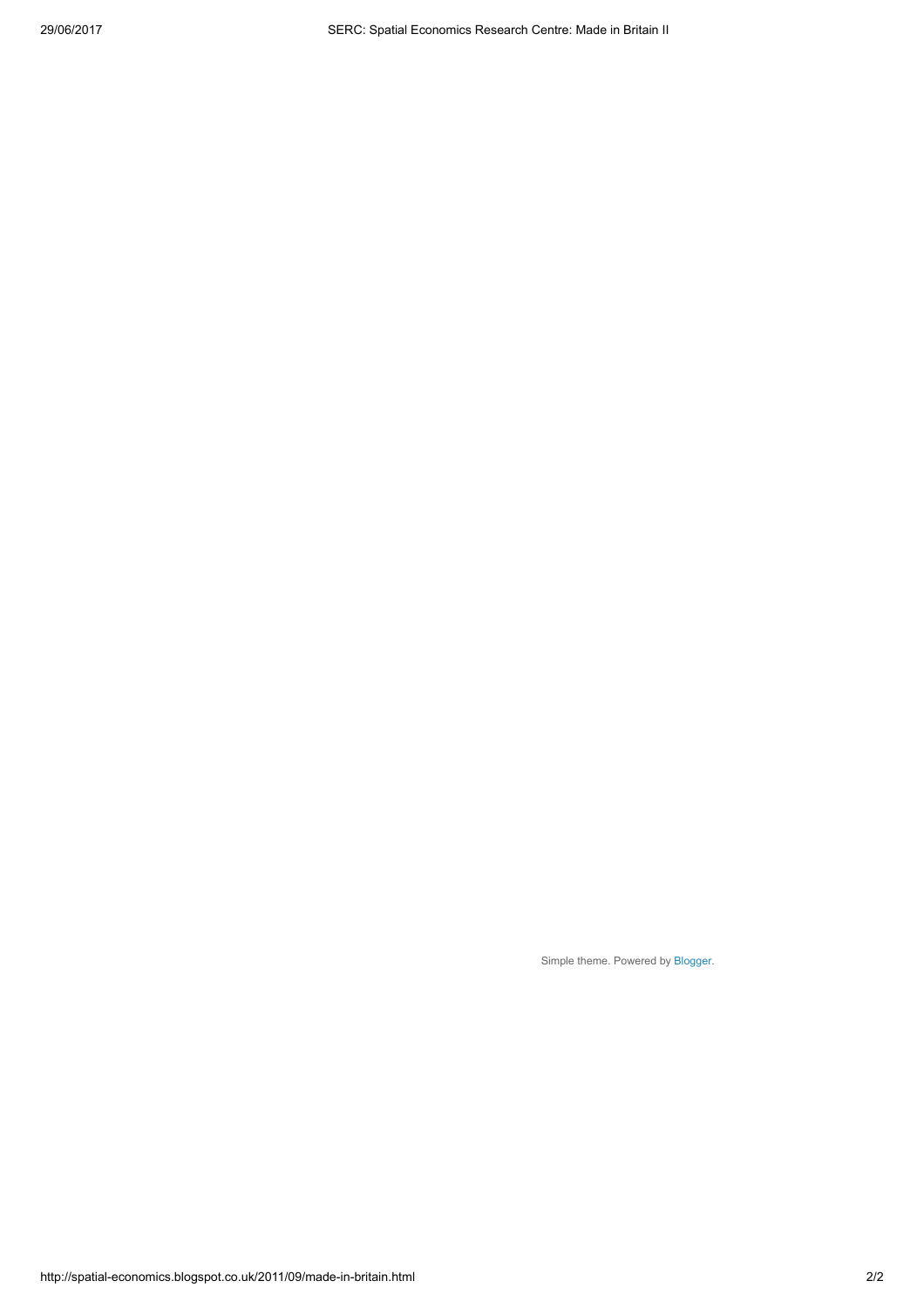Simple theme. Powered by Blogger.